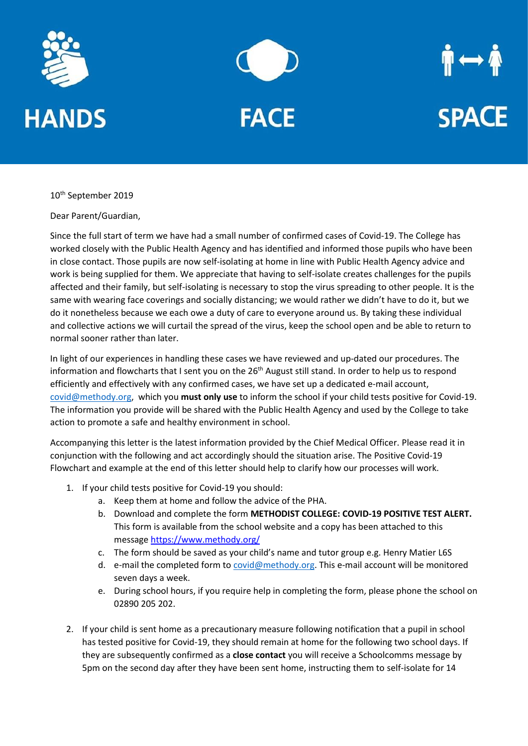HANDS FACE SPACE

10th September 2019

Dear Parent/Guardian,

Since the full start of term we have had a small number of confirmed cases of Covid-19. The College has worked closely with the Public Health Agency and has identified and informed those pupils who have been in close contact. Those pupils are now self-isolating at home in line with Public Health Agency advice and work is being supplied for them. We appreciate that having to self-isolate creates challenges for the pupils affected and their family, but self-isolating is necessary to stop the virus spreading to other people. It is the same with wearing face coverings and socially distancing; we would rather we didn't have to do it, but we do it nonetheless because we each owe a duty of care to everyone around us. By taking these individual and collective actions we will curtail the spread of the virus, keep the school open and be able to return to normal sooner rather than later.

In light of our experiences in handling these cases we have reviewed and up-dated our procedures. The information and flowcharts that I sent you on the 26th August still stand. In order to help us to respond efficiently and effectively with any confirmed cases, we have set up a dedicated e-mail account, covid@methody.org, which you **must only use** to inform the school if your child tests positive for Covid-19. The information you provide will be shared with the Public Health Agency and used by the College to take action to promote a safe and healthy environment in school.

Accompanying this letter is the latest information provided by the Chief Medical Officer. Please read it in conjunction with the following and act accordingly should the situation arise. The Positive Covid-19 Flowchart and example at the end of this letter should help to clarify how our processes will work.

1. If your child tests positive for Covid-19 you should:
   a. Keep them at home and follow the advice of the PHA.
   b. Download and complete the form **METHODIST COLLEGE: COVID-19 POSITIVE TEST ALERT.** This form is available from the school website and a copy has been attached to this message https://www.methody.org/
   c. The form should be saved as your child's name and tutor group e.g. Henry Matier L6S
   d. e-mail the completed form to covid@methody.org. This e-mail account will be monitored seven days a week.
   e. During school hours, if you require help in completing the form, please phone the school on 02890 205 202.

2. If your child is sent home as a precautionary measure following notification that a pupil in school has tested positive for Covid-19, they should remain at home for the following two school days. If they are subsequently confirmed as a **close contact** you will receive a Schoolcomms message by 5pm on the second day after they have been sent home, instructing them to self-isolate for 14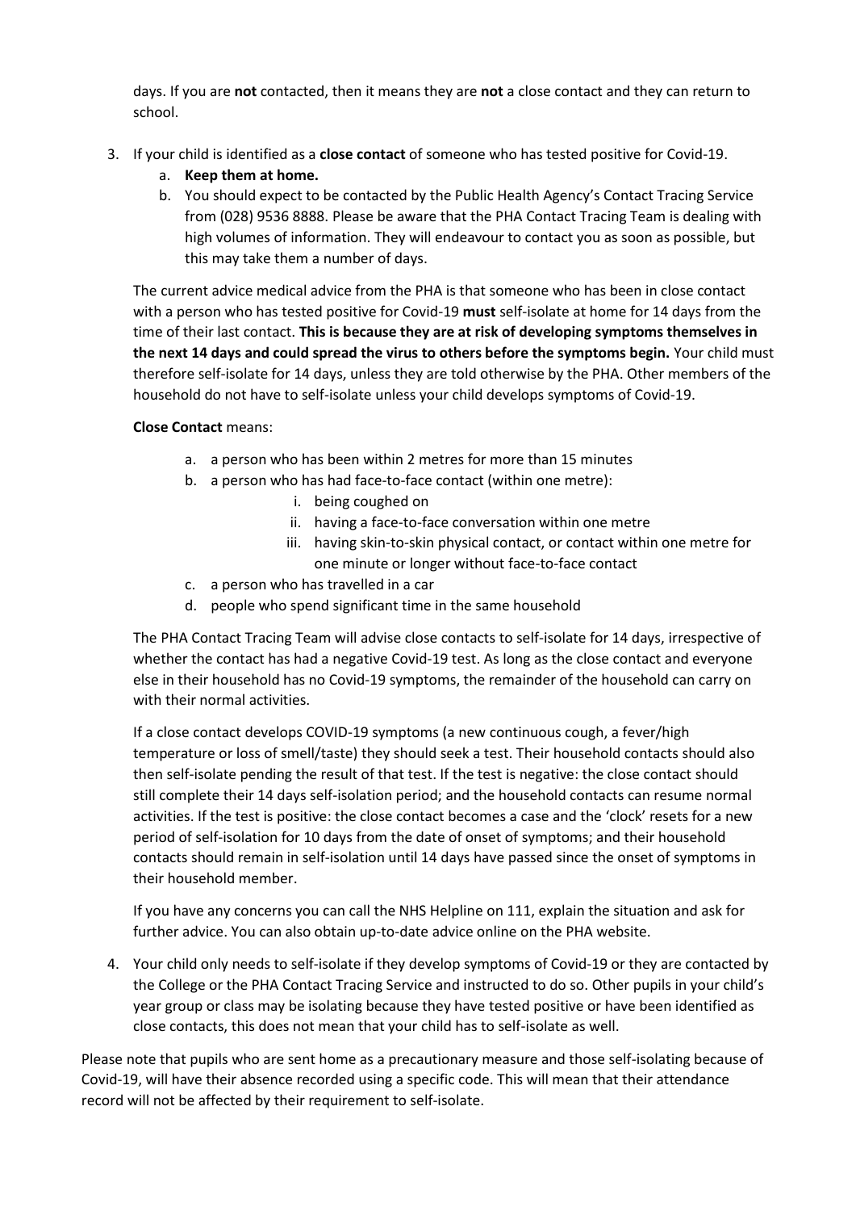days. If you are **not** contacted, then it means they are **not** a close contact and they can return to school.

3. If your child is identified as a **close contact** of someone who has tested positive for Covid-19.
   a. **Keep them at home.**
   b. You should expect to be contacted by the Public Health Agency's Contact Tracing Service from (028) 9536 8888. Please be aware that the PHA Contact Tracing Team is dealing with high volumes of information. They will endeavour to contact you as soon as possible, but this may take them a number of days.

   The current advice medical advice from the PHA is that someone who has been in close contact with a person who has tested positive for Covid-19 **must** self-isolate at home for 14 days from the time of their last contact. **This is because they are at risk of developing symptoms themselves in the next 14 days and could spread the virus to others before the symptoms begin.** Your child must therefore self-isolate for 14 days, unless they are told otherwise by the PHA. Other members of the household do not have to self-isolate unless your child develops symptoms of Covid-19.

   **Close Contact** means:

   a. a person who has been within 2 metres for more than 15 minutes
   b. a person who has had face-to-face contact (within one metre):
      i. being coughed on
      ii. having a face-to-face conversation within one metre
      iii. having skin-to-skin physical contact, or contact within one metre for one minute or longer without face-to-face contact
   c. a person who has travelled in a car
   d. people who spend significant time in the same household

   The PHA Contact Tracing Team will advise close contacts to self-isolate for 14 days, irrespective of whether the contact has had a negative Covid-19 test. As long as the close contact and everyone else in their household has no Covid-19 symptoms, the remainder of the household can carry on with their normal activities.

   If a close contact develops COVID-19 symptoms (a new continuous cough, a fever/high temperature or loss of smell/taste) they should seek a test. Their household contacts should also then self-isolate pending the result of that test. If the test is negative: the close contact should still complete their 14 days self-isolation period; and the household contacts can resume normal activities. If the test is positive: the close contact becomes a case and the 'clock' resets for a new period of self-isolation for 10 days from the date of onset of symptoms; and their household contacts should remain in self-isolation until 14 days have passed since the onset of symptoms in their household member.

   If you have any concerns you can call the NHS Helpline on 111, explain the situation and ask for further advice. You can also obtain up-to-date advice online on the PHA website.

4. Your child only needs to self-isolate if they develop symptoms of Covid-19 or they are contacted by the College or the PHA Contact Tracing Service and instructed to do so. Other pupils in your child's year group or class may be isolating because they have tested positive or have been identified as close contacts, this does not mean that your child has to self-isolate as well.

Please note that pupils who are sent home as a precautionary measure and those self-isolating because of Covid-19, will have their absence recorded using a specific code. This will mean that their attendance record will not be affected by their requirement to self-isolate.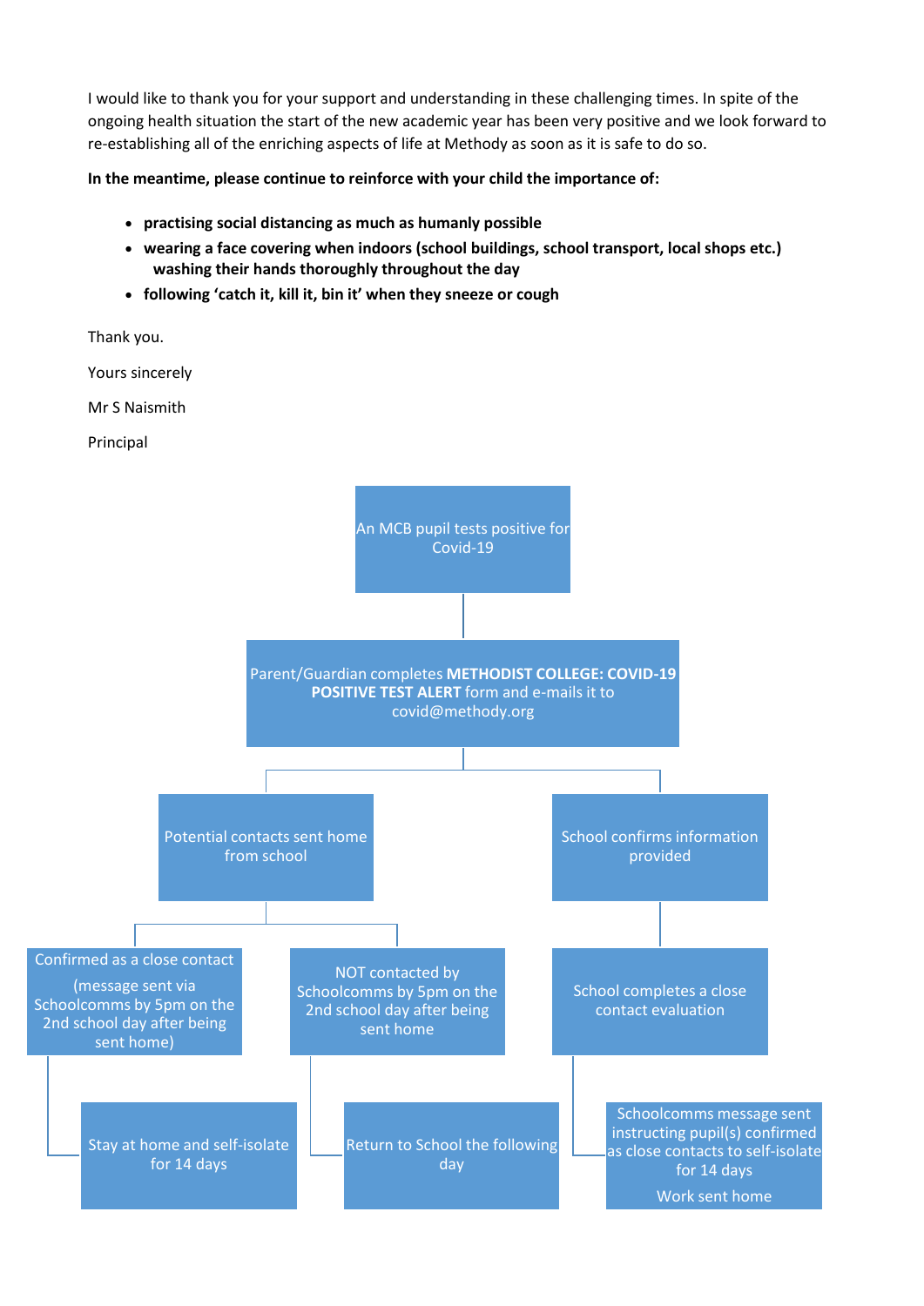I would like to thank you for your support and understanding in these challenging times. In spite of the ongoing health situation the start of the new academic year has been very positive and we look forward to re-establishing all of the enriching aspects of life at Methody as soon as it is safe to do so.

**In the meantime, please continue to reinforce with your child the importance of:**

- **practising social distancing as much as humanly possible**
- **wearing a face covering when indoors (school buildings, school transport, local shops etc.) washing their hands thoroughly throughout the day**
- **following 'catch it, kill it, bin it' when they sneeze or cough**

Thank you.

Yours sincerely

Mr S Naismith

Principal

An MCB pupil tests positive for Covid-19

Parent/Guardian completes **METHODIST COLLEGE: COVID-19 POSITIVE TEST ALERT** form and e-mails it to covid@methody.org

Potential contacts sent home from school

School confirms information provided

Confirmed as a close contact (message sent via Schoolcomms by 5pm on the 2nd school day after being sent home)

NOT contacted by Schoolcomms by 5pm on the 2nd school day after being sent home

School completes a close contact evaluation

Stay at home and self-isolate for 14 days

Return to School the following day

Schoolcomms message sent instructing pupil(s) confirmed as close contacts to self-isolate for 14 days

Work sent home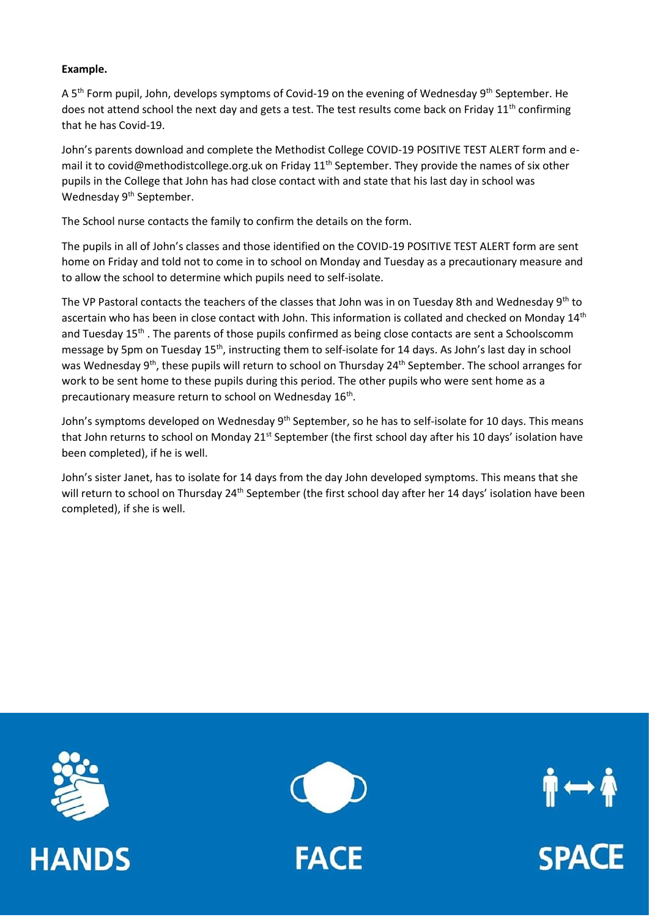**Example.**

A 5th Form pupil, John, develops symptoms of Covid-19 on the evening of Wednesday 9th September. He does not attend school the next day and gets a test. The test results come back on Friday 11th confirming that he has Covid-19.

John's parents download and complete the Methodist College COVID-19 POSITIVE TEST ALERT form and e-mail it to covid@methodistcollege.org.uk on Friday 11th September. They provide the names of six other pupils in the College that John has had close contact with and state that his last day in school was Wednesday 9th September.

The School nurse contacts the family to confirm the details on the form.

The pupils in all of John's classes and those identified on the COVID-19 POSITIVE TEST ALERT form are sent home on Friday and told not to come in to school on Monday and Tuesday as a precautionary measure and to allow the school to determine which pupils need to self-isolate.

The VP Pastoral contacts the teachers of the classes that John was in on Tuesday 8th and Wednesday 9th to ascertain who has been in close contact with John. This information is collated and checked on Monday 14th and Tuesday 15th . The parents of those pupils confirmed as being close contacts are sent a Schoolscomm message by 5pm on Tuesday 15th, instructing them to self-isolate for 14 days. As John's last day in school was Wednesday 9th, these pupils will return to school on Thursday 24th September. The school arranges for work to be sent home to these pupils during this period. The other pupils who were sent home as a precautionary measure return to school on Wednesday 16th.

John's symptoms developed on Wednesday 9th September, so he has to self-isolate for 10 days. This means that John returns to school on Monday 21st September (the first school day after his 10 days' isolation have been completed), if he is well.

John's sister Janet, has to isolate for 14 days from the day John developed symptoms. This means that she will return to school on Thursday 24th September (the first school day after her 14 days' isolation have been completed), if she is well.

HANDS

FACE

SPACE